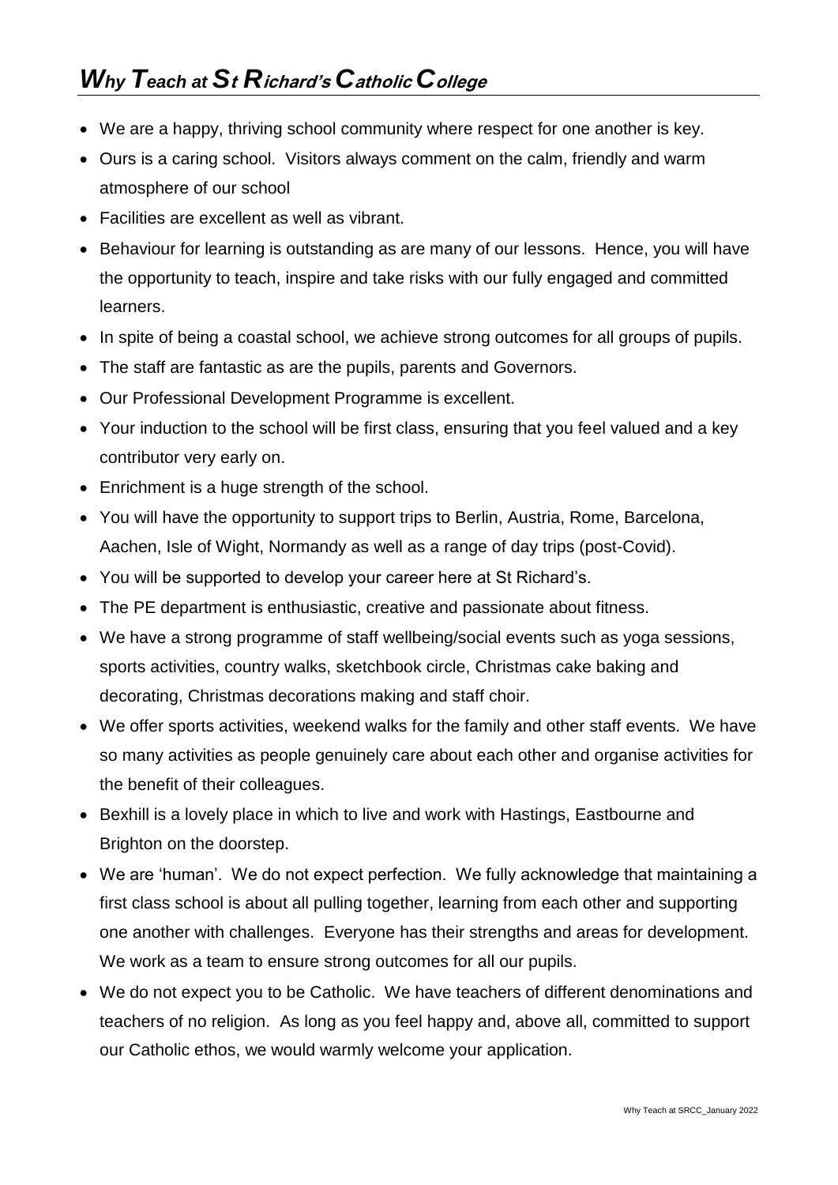# *Why Teach at St Richard's Catholic College*

- We are a happy, thriving school community where respect for one another is key.
- Ours is a caring school. Visitors always comment on the calm, friendly and warm atmosphere of our school
- Facilities are excellent as well as vibrant.
- Behaviour for learning is outstanding as are many of our lessons. Hence, you will have the opportunity to teach, inspire and take risks with our fully engaged and committed learners.
- In spite of being a coastal school, we achieve strong outcomes for all groups of pupils.
- The staff are fantastic as are the pupils, parents and Governors.
- Our Professional Development Programme is excellent.
- Your induction to the school will be first class, ensuring that you feel valued and a key contributor very early on.
- Enrichment is a huge strength of the school.
- You will have the opportunity to support trips to Berlin, Austria, Rome, Barcelona, Aachen, Isle of Wight, Normandy as well as a range of day trips (post-Covid).
- You will be supported to develop your career here at St Richard's.
- The PE department is enthusiastic, creative and passionate about fitness.
- We have a strong programme of staff wellbeing/social events such as yoga sessions, sports activities, country walks, sketchbook circle, Christmas cake baking and decorating, Christmas decorations making and staff choir.
- We offer sports activities, weekend walks for the family and other staff events. We have so many activities as people genuinely care about each other and organise activities for the benefit of their colleagues.
- Bexhill is a lovely place in which to live and work with Hastings, Eastbourne and Brighton on the doorstep.
- We are 'human'. We do not expect perfection. We fully acknowledge that maintaining a first class school is about all pulling together, learning from each other and supporting one another with challenges. Everyone has their strengths and areas for development. We work as a team to ensure strong outcomes for all our pupils.
- We do not expect you to be Catholic. We have teachers of different denominations and teachers of no religion. As long as you feel happy and, above all, committed to support our Catholic ethos, we would warmly welcome your application.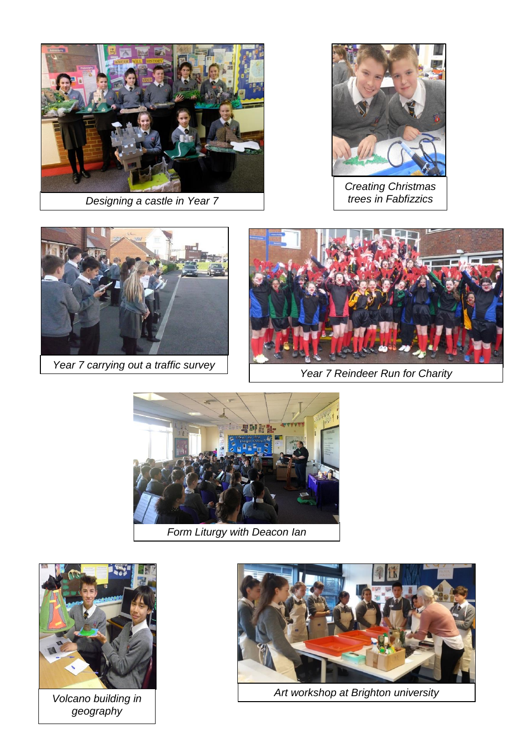Designing a castle in Year 7

Creating Christmas trees in Fabfizzics

Year 7 carrying out a traffic survey

Year 7 Reindeer Run for Charity

Form Liturgy with Deacon Ian

Volcano building in geography

Art workshop at Brighton university